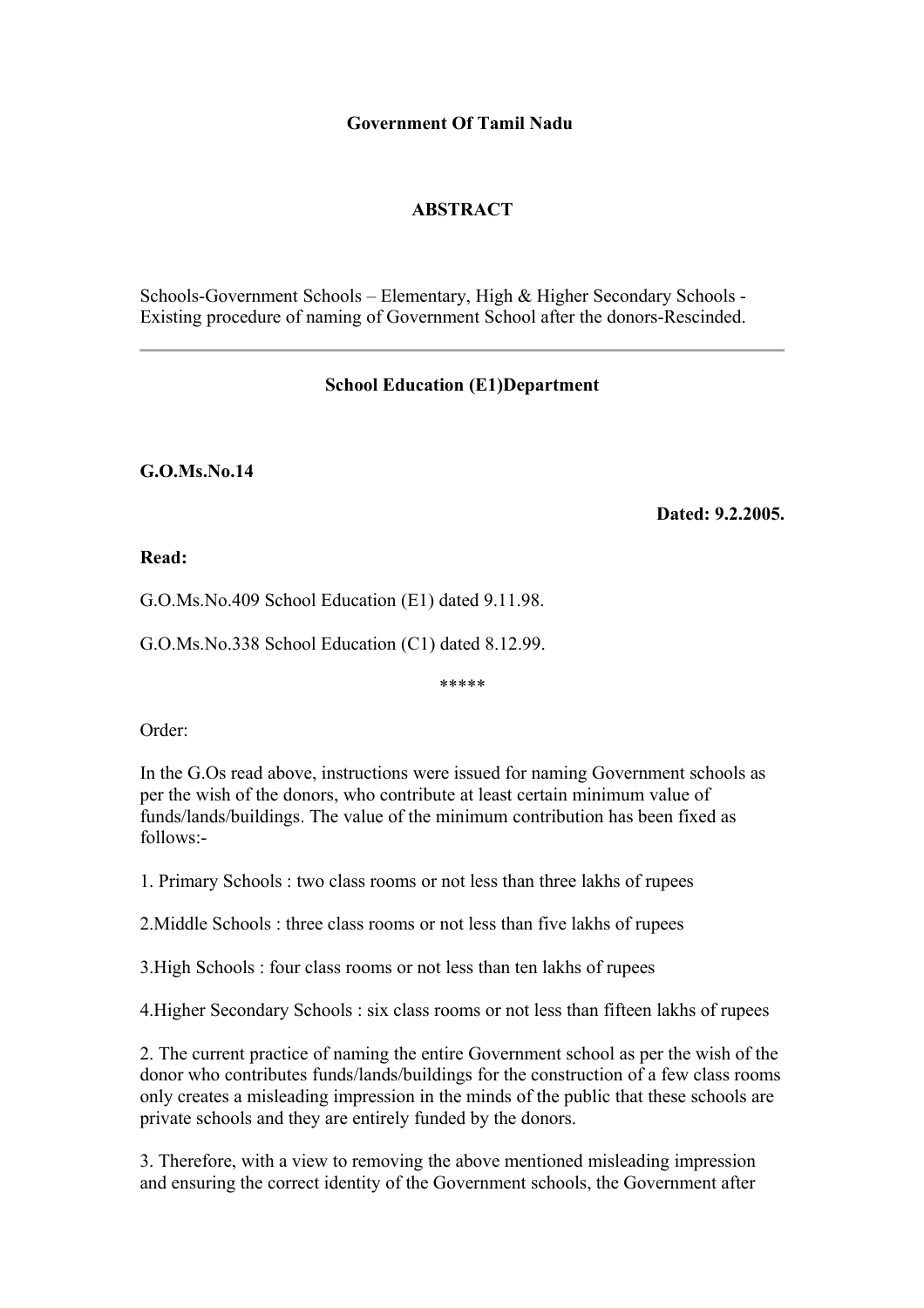**Government Of Tamil Nadu**

**ABSTRACT**

Schools-Government Schools – Elementary, High & Higher Secondary Schools - Existing procedure of naming of Government School after the donors-Rescinded.

---

**School Education (E1)Department**

**G.O.Ms.No.14**

**Dated: 9.2.2005.**

**Read:**

G.O.Ms.No.409 School Education (E1) dated 9.11.98.

G.O.Ms.No.338 School Education (C1) dated 8.12.99.

*****

Order:

In the G.Os read above, instructions were issued for naming Government schools as per the wish of the donors, who contribute at least certain minimum value of funds/lands/buildings. The value of the minimum contribution has been fixed as follows:-

1. Primary Schools : two class rooms or not less than three lakhs of rupees

2.Middle Schools : three class rooms or not less than five lakhs of rupees

3.High Schools : four class rooms or not less than ten lakhs of rupees

4.Higher Secondary Schools : six class rooms or not less than fifteen lakhs of rupees

2. The current practice of naming the entire Government school as per the wish of the donor who contributes funds/lands/buildings for the construction of a few class rooms only creates a misleading impression in the minds of the public that these schools are private schools and they are entirely funded by the donors.

3. Therefore, with a view to removing the above mentioned misleading impression and ensuring the correct identity of the Government schools, the Government after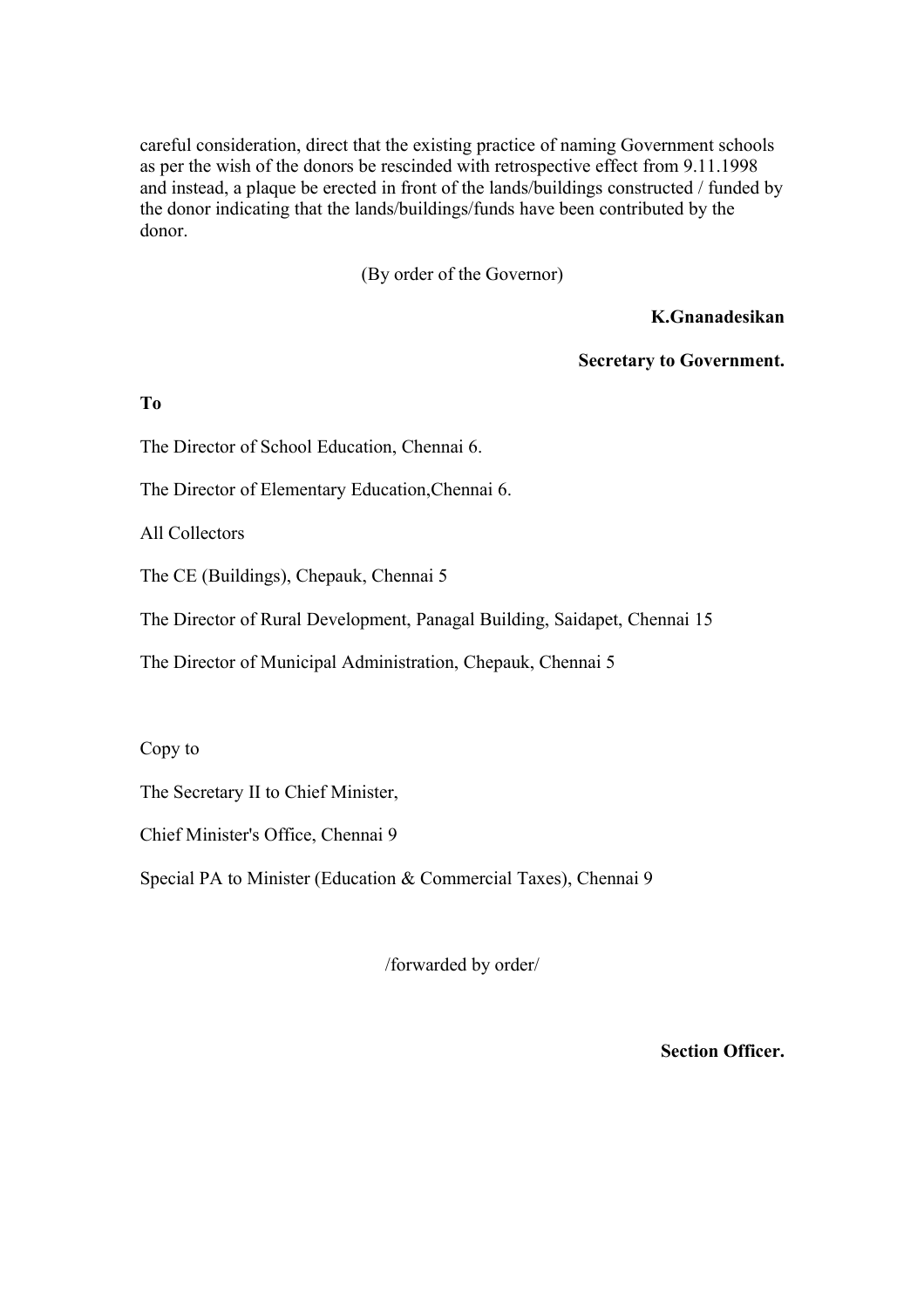careful consideration, direct that the existing practice of naming Government schools as per the wish of the donors be rescinded with retrospective effect from 9.11.1998 and instead, a plaque be erected in front of the lands/buildings constructed / funded by the donor indicating that the lands/buildings/funds have been contributed by the donor.

(By order of the Governor)

**K.Gnanadesikan**

**Secretary to Government.**

**To**

The Director of School Education, Chennai 6.

The Director of Elementary Education,Chennai 6.

All Collectors

The CE (Buildings), Chepauk, Chennai 5

The Director of Rural Development, Panagal Building, Saidapet, Chennai 15

The Director of Municipal Administration, Chepauk, Chennai 5

Copy to

The Secretary II to Chief Minister,

Chief Minister's Office, Chennai 9

Special PA to Minister (Education & Commercial Taxes), Chennai 9

/forwarded by order/

**Section Officer.**